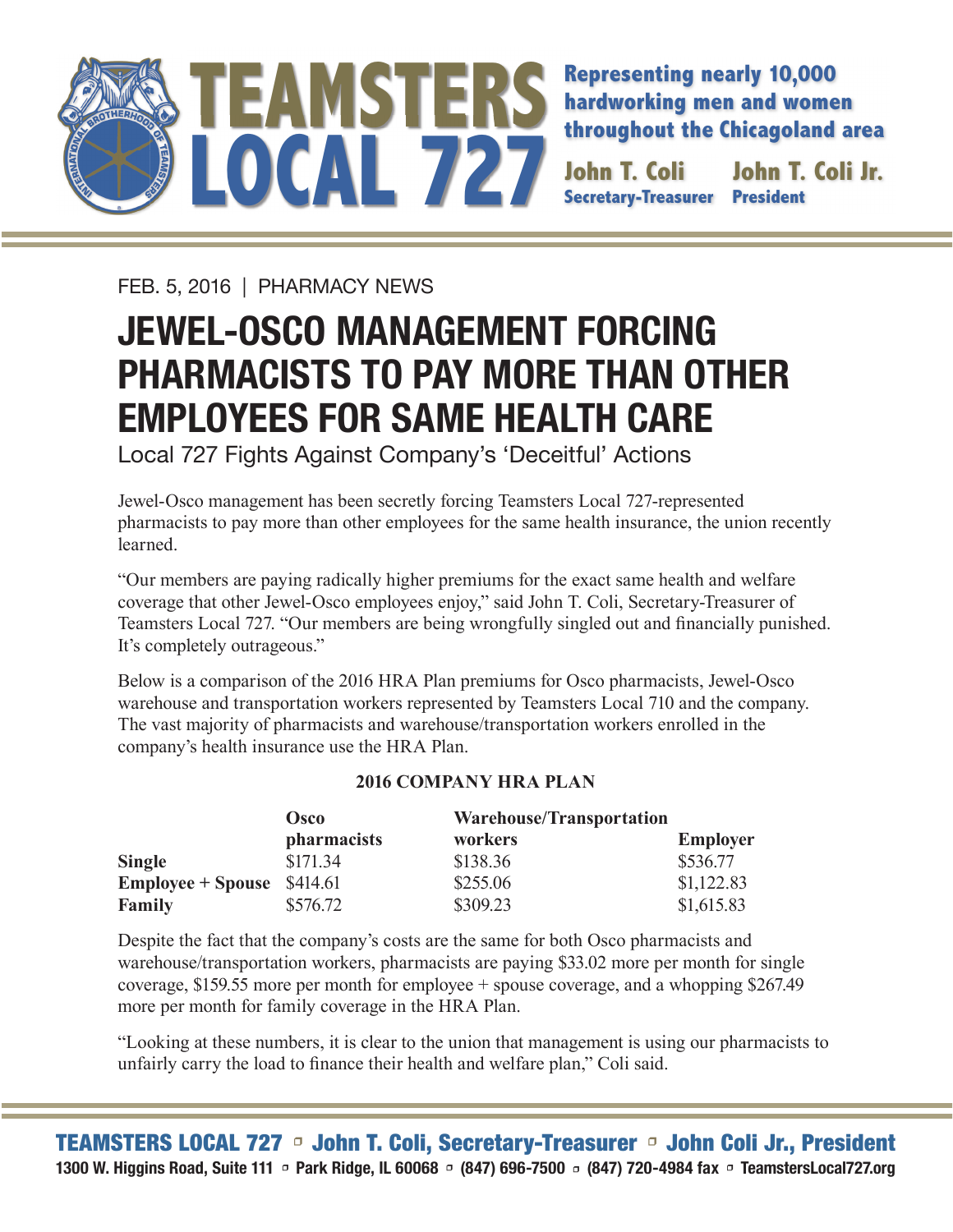# TEAMSTERS LOCAL 727

**Representing nearly 10,000 hardworking men and women throughout the Chicagoland area**

**John T. Coli** — Secretary-Treasurer
**John T. Coli Jr.** — President

FEB. 5, 2016 | PHARMACY NEWS

# JEWEL-OSCO MANAGEMENT FORCING PHARMACISTS TO PAY MORE THAN OTHER EMPLOYEES FOR SAME HEALTH CARE

## Local 727 Fights Against Company's 'Deceitful' Actions

Jewel-Osco management has been secretly forcing Teamsters Local 727-represented pharmacists to pay more than other employees for the same health insurance, the union recently learned.

"Our members are paying radically higher premiums for the exact same health and welfare coverage that other Jewel-Osco employees enjoy," said John T. Coli, Secretary-Treasurer of Teamsters Local 727. "Our members are being wrongfully singled out and financially punished. It's completely outrageous."

Below is a comparison of the 2016 HRA Plan premiums for Osco pharmacists, Jewel-Osco warehouse and transportation workers represented by Teamsters Local 710 and the company. The vast majority of pharmacists and warehouse/transportation workers enrolled in the company's health insurance use the HRA Plan.

**2016 COMPANY HRA PLAN**

| | Osco pharmacists | Warehouse/Transportation workers | Employer |
|---|---|---|---|
| **Single** | $171.34 | $138.36 | $536.77 |
| **Employee + Spouse** | $414.61 | $255.06 | $1,122.83 |
| **Family** | $576.72 | $309.23 | $1,615.83 |

Despite the fact that the company's costs are the same for both Osco pharmacists and warehouse/transportation workers, pharmacists are paying $33.02 more per month for single coverage, $159.55 more per month for employee + spouse coverage, and a whopping $267.49 more per month for family coverage in the HRA Plan.

"Looking at these numbers, it is clear to the union that management is using our pharmacists to unfairly carry the load to finance their health and welfare plan," Coli said.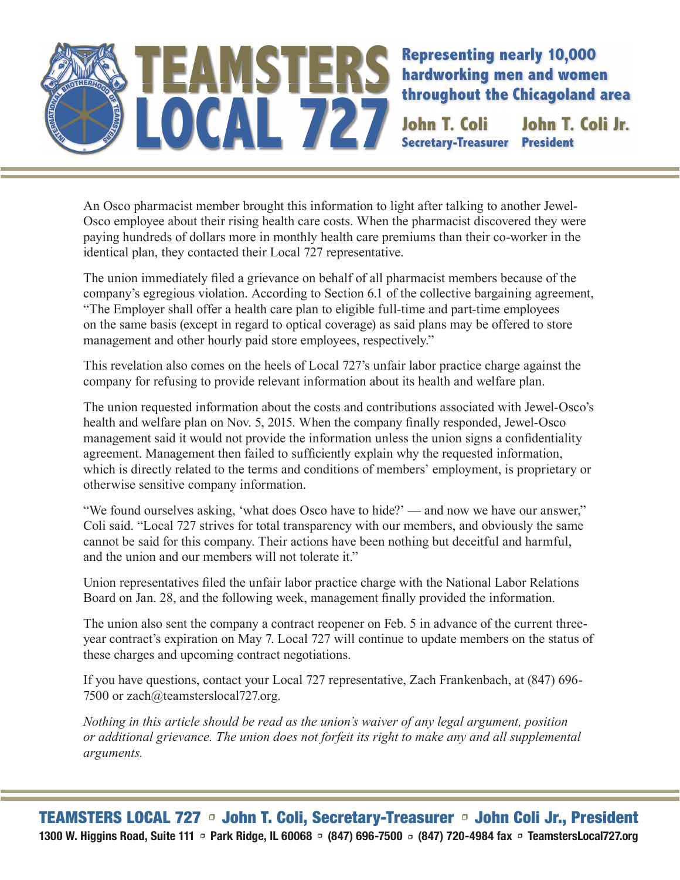An Osco pharmacist member brought this information to light after talking to another Jewel-Osco employee about their rising health care costs. When the pharmacist discovered they were paying hundreds of dollars more in monthly health care premiums than their co-worker in the identical plan, they contacted their Local 727 representative.

The union immediately filed a grievance on behalf of all pharmacist members because of the company's egregious violation. According to Section 6.1 of the collective bargaining agreement, "The Employer shall offer a health care plan to eligible full-time and part-time employees on the same basis (except in regard to optical coverage) as said plans may be offered to store management and other hourly paid store employees, respectively."

This revelation also comes on the heels of Local 727's unfair labor practice charge against the company for refusing to provide relevant information about its health and welfare plan.

The union requested information about the costs and contributions associated with Jewel-Osco's health and welfare plan on Nov. 5, 2015. When the company finally responded, Jewel-Osco management said it would not provide the information unless the union signs a confidentiality agreement. Management then failed to sufficiently explain why the requested information, which is directly related to the terms and conditions of members' employment, is proprietary or otherwise sensitive company information.

"We found ourselves asking, 'what does Osco have to hide?' — and now we have our answer," Coli said. "Local 727 strives for total transparency with our members, and obviously the same cannot be said for this company. Their actions have been nothing but deceitful and harmful, and the union and our members will not tolerate it."

Union representatives filed the unfair labor practice charge with the National Labor Relations Board on Jan. 28, and the following week, management finally provided the information.

The union also sent the company a contract reopener on Feb. 5 in advance of the current three-year contract's expiration on May 7. Local 727 will continue to update members on the status of these charges and upcoming contract negotiations.

If you have questions, contact your Local 727 representative, Zach Frankenbach, at (847) 696-7500 or zach@teamsterslocal727.org.

*Nothing in this article should be read as the union's waiver of any legal argument, position or additional grievance. The union does not forfeit its right to make any and all supplemental arguments.*